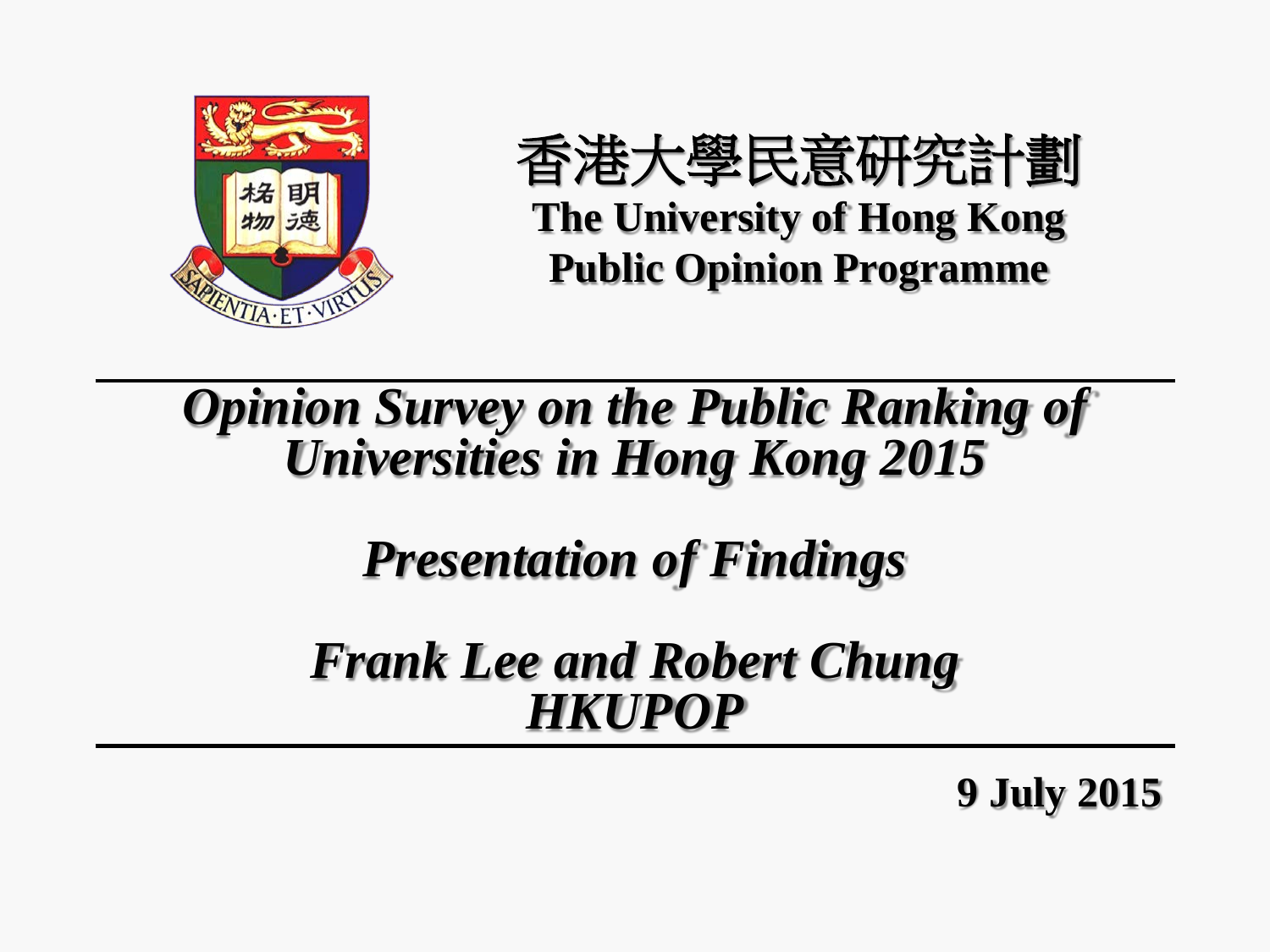香港大學民意研究計劃

**The University of Hong Kong**
**Public Opinion Programme**

# *Opinion Survey on the Public Ranking of Universities in Hong Kong 2015*

## *Presentation of Findings*

***Frank Lee and Robert Chung***
***HKUPOP***

**9 July 2015**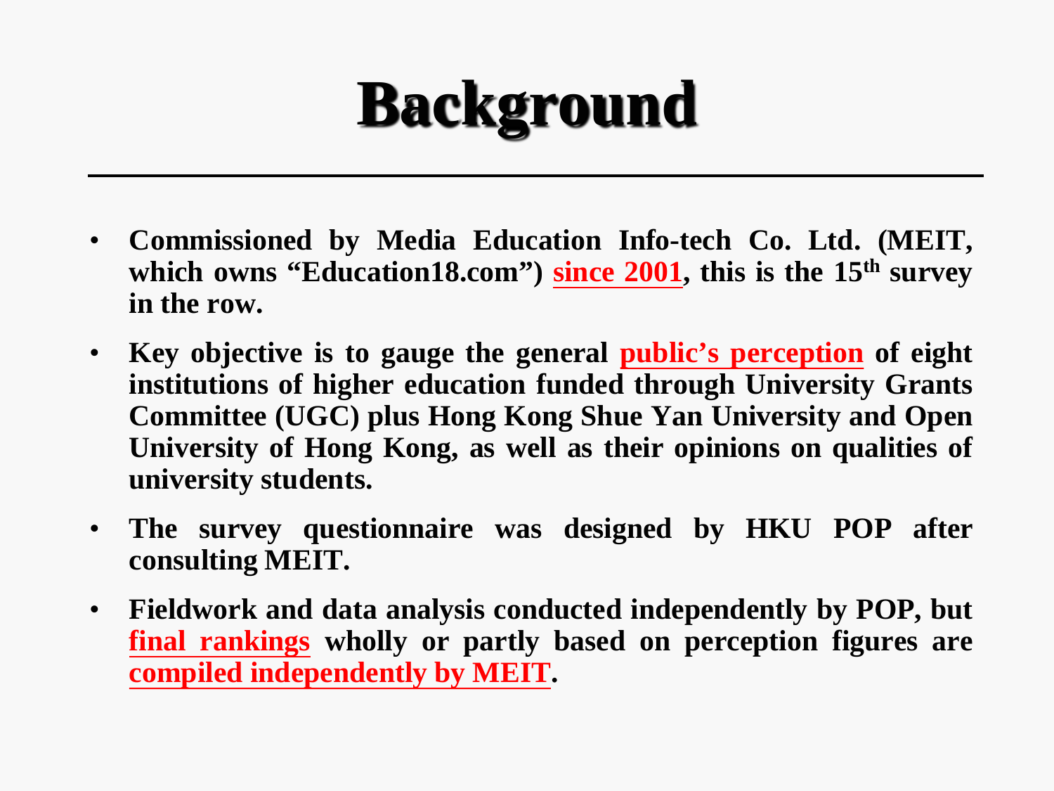# Background

- Commissioned by Media Education Info-tech Co. Ltd. (MEIT, which owns "Education18.com") since 2001, this is the 15th survey in the row.
- Key objective is to gauge the general public's perception of eight institutions of higher education funded through University Grants Committee (UGC) plus Hong Kong Shue Yan University and Open University of Hong Kong, as well as their opinions on qualities of university students.
- The survey questionnaire was designed by HKU POP after consulting MEIT.
- Fieldwork and data analysis conducted independently by POP, but final rankings wholly or partly based on perception figures are compiled independently by MEIT.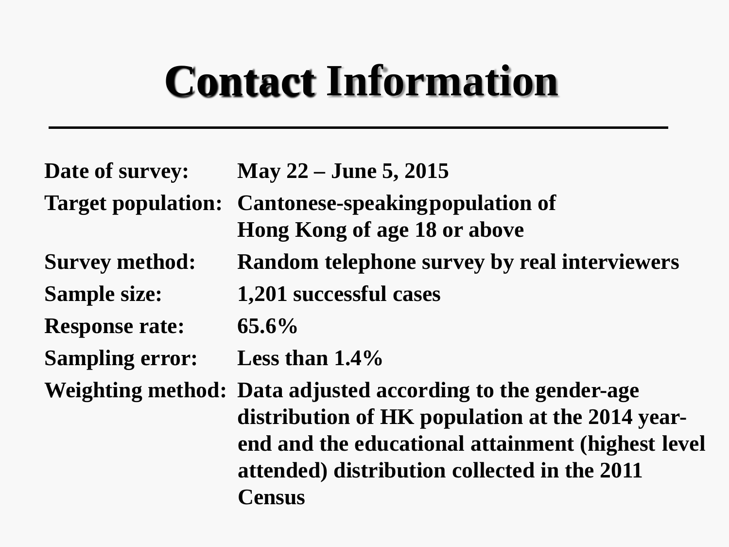# Contact Information

| | |
|---|---|
| **Date of survey:** | **May 22 – June 5, 2015** |
| **Target population:** | **Cantonese-speakingpopulation of Hong Kong of age 18 or above** |
| **Survey method:** | **Random telephone survey by real interviewers** |
| **Sample size:** | **1,201 successful cases** |
| **Response rate:** | **65.6%** |
| **Sampling error:** | **Less than 1.4%** |
| **Weighting method:** | **Data adjusted according to the gender-age distribution of HK population at the 2014 year-end and the educational attainment (highest level attended) distribution collected in the 2011 Census** |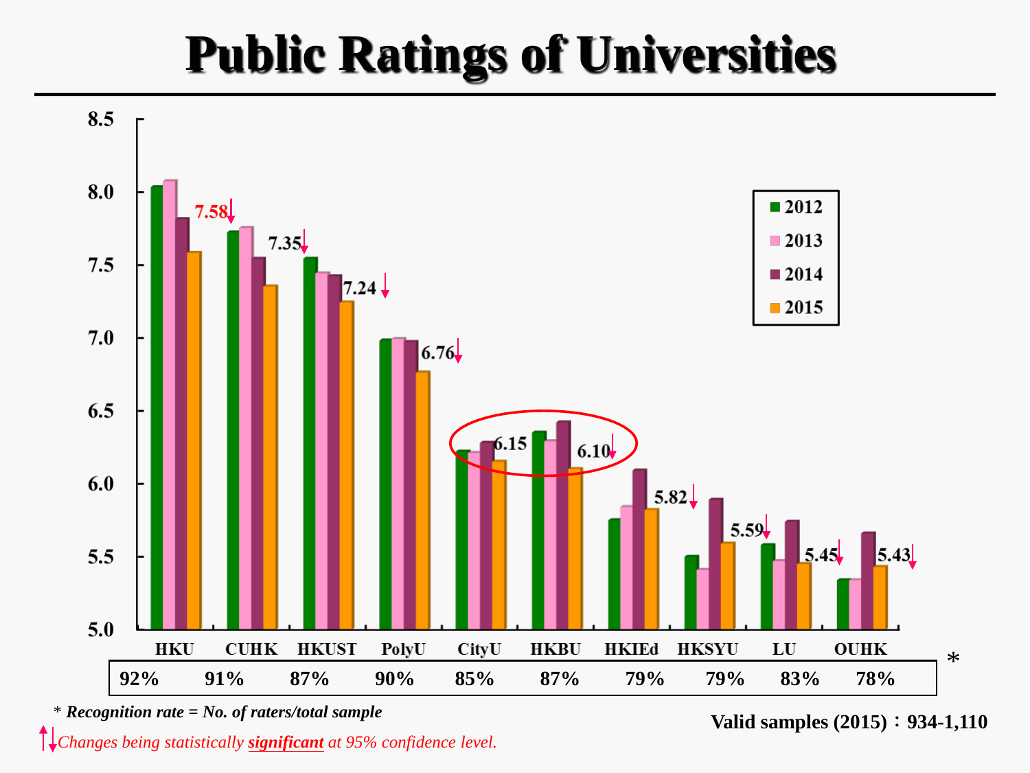# Public Ratings of Universities

| | HKU | CUHK | HKUST | PolyU | CityU | HKBU | HKIEd | HKSYU | LU | OUHK |
|---|---|---|---|---|---|---|---|---|---|---|
| 2015 rating | 7.58↓ | 7.35↓ | 7.24↓ | 6.76↓ | 6.15 | 6.10↓ | 5.82↓ | 5.59↓ | 5.45↓ | 5.43↓ |
| Recognition rate* | 92% | 91% | 87% | 90% | 85% | 87% | 79% | 79% | 83% | 78% |

Legend: 2012, 2013, 2014, 2015

*\* Recognition rate = No. of raters/total sample*

**Valid samples (2015)：934-1,110**

↑↓ *Changes being statistically **significant** at 95% confidence level.*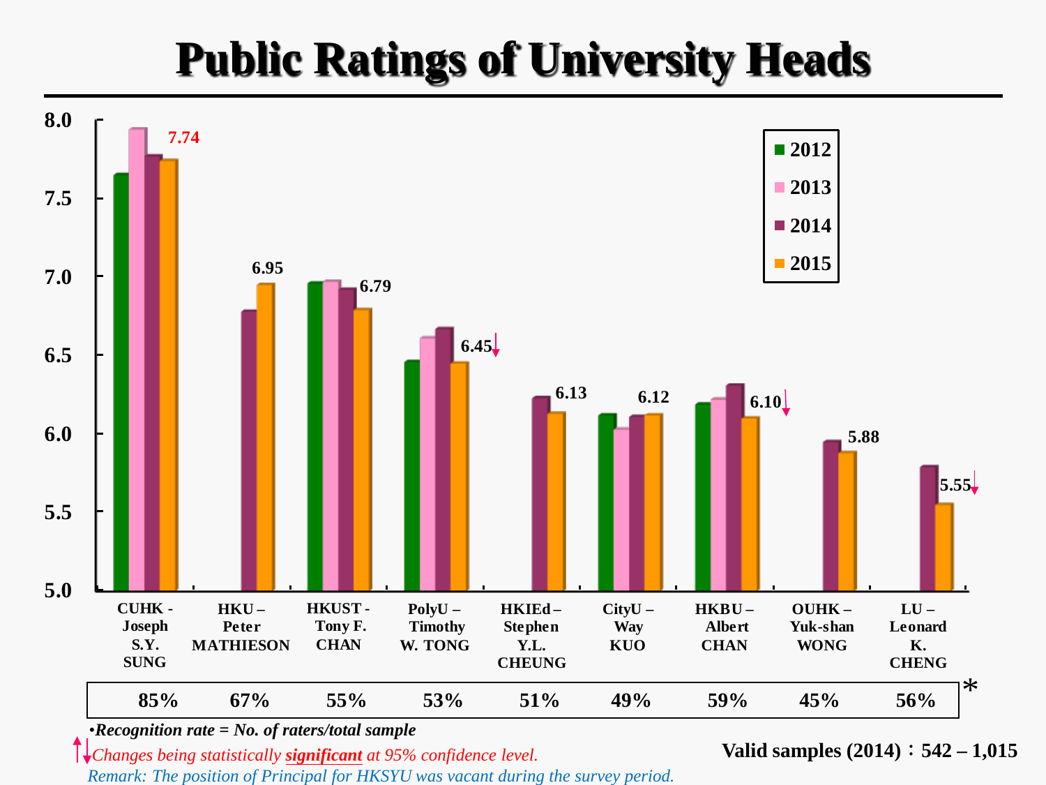# Public Ratings of University Heads

| University Head | 2015 Rating | Recognition rate |
|---|---|---|
| CUHK - Joseph S.Y. SUNG | 7.74 | 85% |
| HKU – Peter MATHIESON | 6.95 | 67% |
| HKUST - Tony F. CHAN | 6.79 | 55% |
| PolyU – Timothy W. TONG | 6.45↓ | 53% |
| HKIEd – Stephen Y.L. CHEUNG | 6.13 | 51% |
| CityU – Way KUO | 6.12 | 49% |
| HKBU – Albert CHAN | 6.10↓ | 59% |
| OUHK – Yuk-shan WONG | 5.88 | 45% |
| LU – Leonard K. CHENG | 5.55↓ | 56% |

*

- *Recognition rate = No. of raters/total sample*

↑↓*Changes being statistically* ***significant*** *at 95% confidence level.*

*Remark: The position of Principal for HKSYU was vacant during the survey period.*

**Valid samples (2014)：542 – 1,015**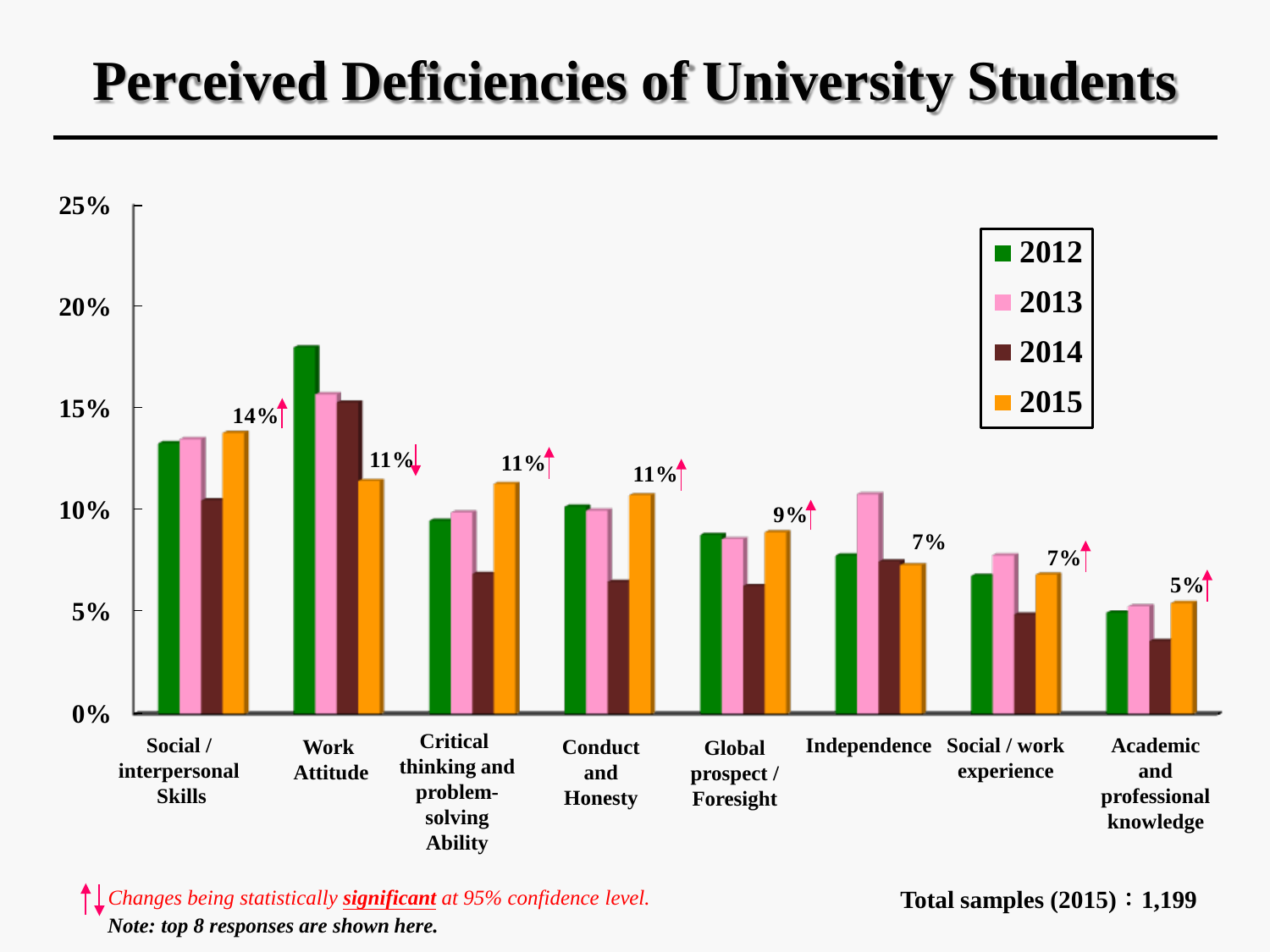# Perceived Deficiencies of University Students

| | 2012 | 2013 | 2014 | 2015 |
|---|---|---|---|---|
| Social / interpersonal Skills | | | | 14%↑ |
| Work Attitude | | | | 11%↓ |
| Critical thinking and problem-solving Ability | | | | 11%↑ |
| Conduct and Honesty | | | | 11%↑ |
| Global prospect / Foresight | | | | 9%↑ |
| Independence | | | | 7% |
| Social / work experience | | | | 7%↑ |
| Academic and professional knowledge | | | | 5%↑ |

↑↓ *Changes being statistically* ***significant*** *at 95% confidence level.*

***Note: top 8 responses are shown here.***

**Total samples (2015)：1,199**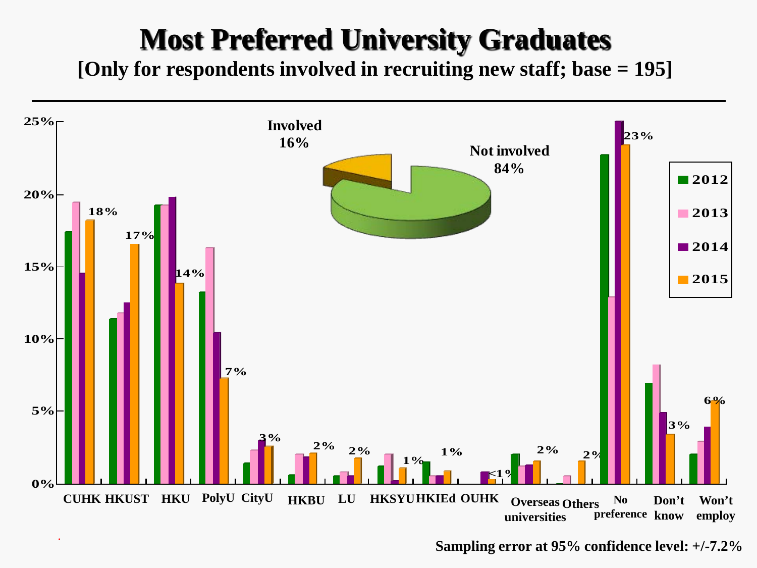# Most Preferred University Graduates

**[Only for respondents involved in recruiting new staff; base = 195]**

Involved 16%

Not involved 84%

| | 2015 |
|---|---|
| CUHK | 18% |
| HKUST | 17% |
| HKU | 14% |
| PolyU | 7% |
| CityU | 3% |
| HKBU | 2% |
| LU | 2% |
| HKSYU | 1% |
| HKIEd | 1% |
| OUHK | <1% |
| Overseas universities | 2% |
| Others | 2% |
| No preference | 23% |
| Don't know | 3% |
| Won't employ | 6% |

Legend: 2012, 2013, 2014, 2015

Sampling error at 95% confidence level: +/-7.2%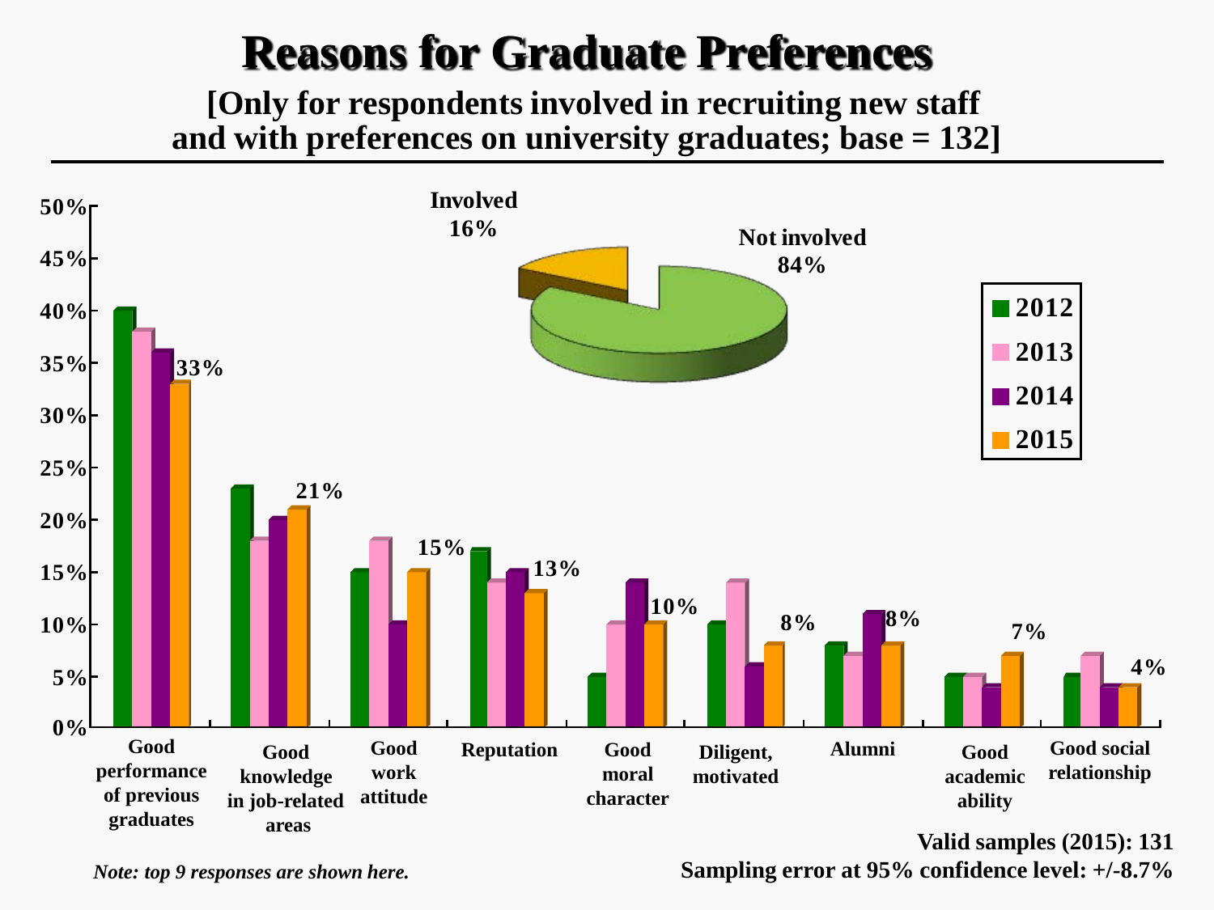# Reasons for Graduate Preferences

**[Only for respondents involved in recruiting new staff and with preferences on university graduates; base = 132]**

Involved 16%

Not involved 84%

| | 2012 | 2013 | 2014 | 2015 |
|---|---|---|---|---|
| Good performance of previous graduates | 40% | 38% | 36% | 33% |
| Good knowledge in job-related areas | 23% | 18% | 20% | 21% |
| Good work attitude | 15% | 18% | 10% | 15% |
| Reputation | 17% | 14% | 15% | 13% |
| Good moral character | 5% | 10% | 14% | 10% |
| Diligent, motivated | 10% | 14% | 6% | 8% |
| Alumni | 8% | 7% | 11% | 8% |
| Good academic ability | 5% | 5% | 4% | 7% |
| Good social relationship | 5% | 7% | 4% | 4% |

*Note: top 9 responses are shown here.*

**Valid samples (2015): 131**

**Sampling error at 95% confidence level: +/-8.7%**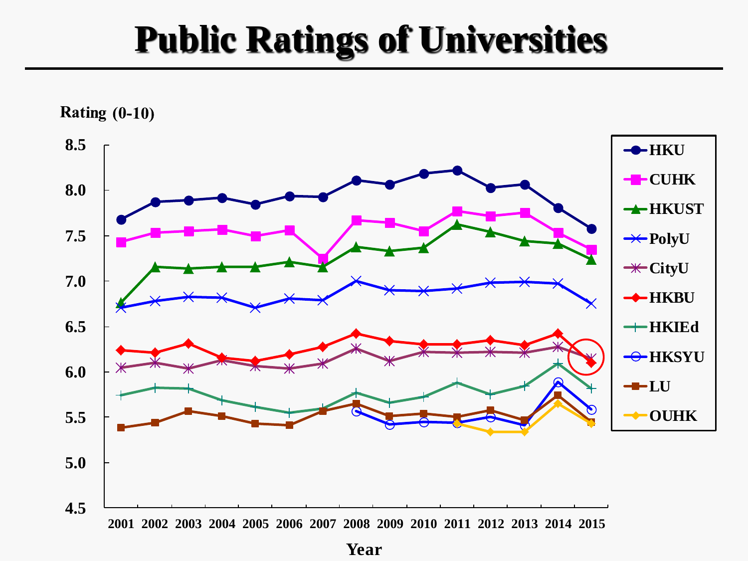# Public Ratings of Universities

Rating (0-10)

| Year | HKU | CUHK | HKUST | PolyU | CityU | HKBU | HKIEd | HKSYU | LU | OUHK |
|---|---|---|---|---|---|---|---|---|---|---|
| 2001 | | | | | | | | | | |
| 2002 | | | | | | | | | | |
| 2003 | | | | | | | | | | |
| 2004 | | | | | | | | | | |
| 2005 | | | | | | | | | | |
| 2006 | | | | | | | | | | |
| 2007 | | | | | | | | | | |
| 2008 | | | | | | | | | | |
| 2009 | | | | | | | | | | |
| 2010 | | | | | | | | | | |
| 2011 | | | | | | | | | | |
| 2012 | | | | | | | | | | |
| 2013 | | | | | | | | | | |
| 2014 | | | | | | | | | | |
| 2015 | | | | | | | | | | |

Y-axis: 4.5, 5.0, 5.5, 6.0, 6.5, 7.0, 7.5, 8.0, 8.5

Year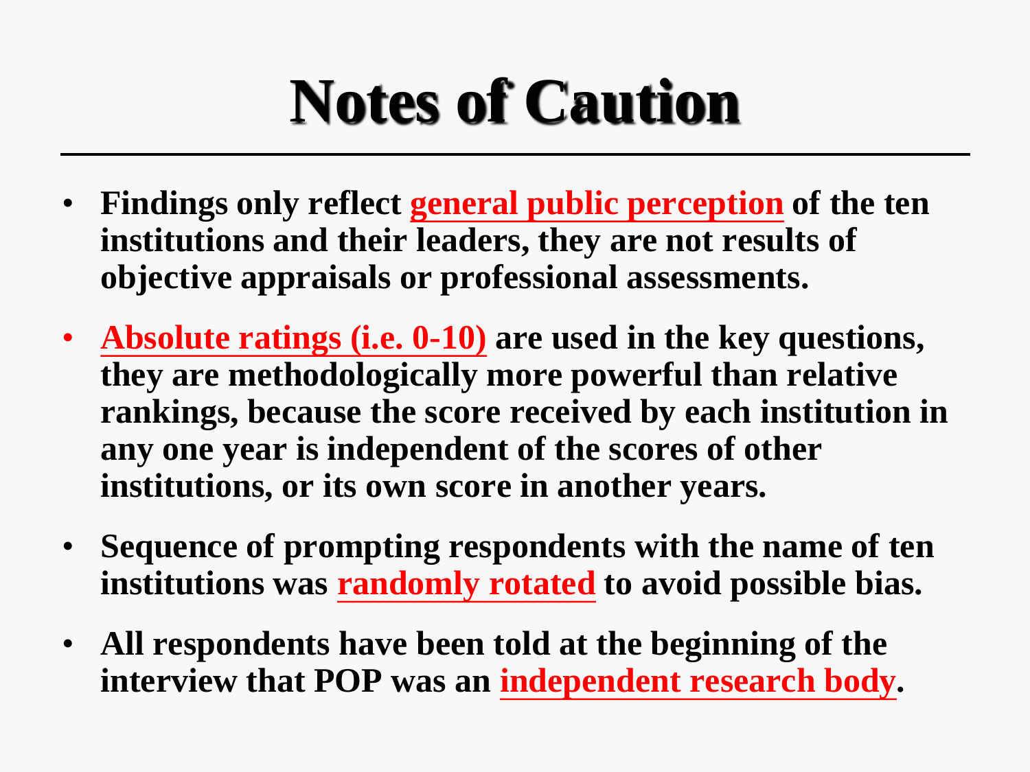# Notes of Caution

- **Findings only reflect general public perception of the ten institutions and their leaders, they are not results of objective appraisals or professional assessments.**
- **Absolute ratings (i.e. 0-10) are used in the key questions, they are methodologically more powerful than relative rankings, because the score received by each institution in any one year is independent of the scores of other institutions, or its own score in another years.**
- **Sequence of prompting respondents with the name of ten institutions was randomly rotated to avoid possible bias.**
- **All respondents have been told at the beginning of the interview that POP was an independent research body.**